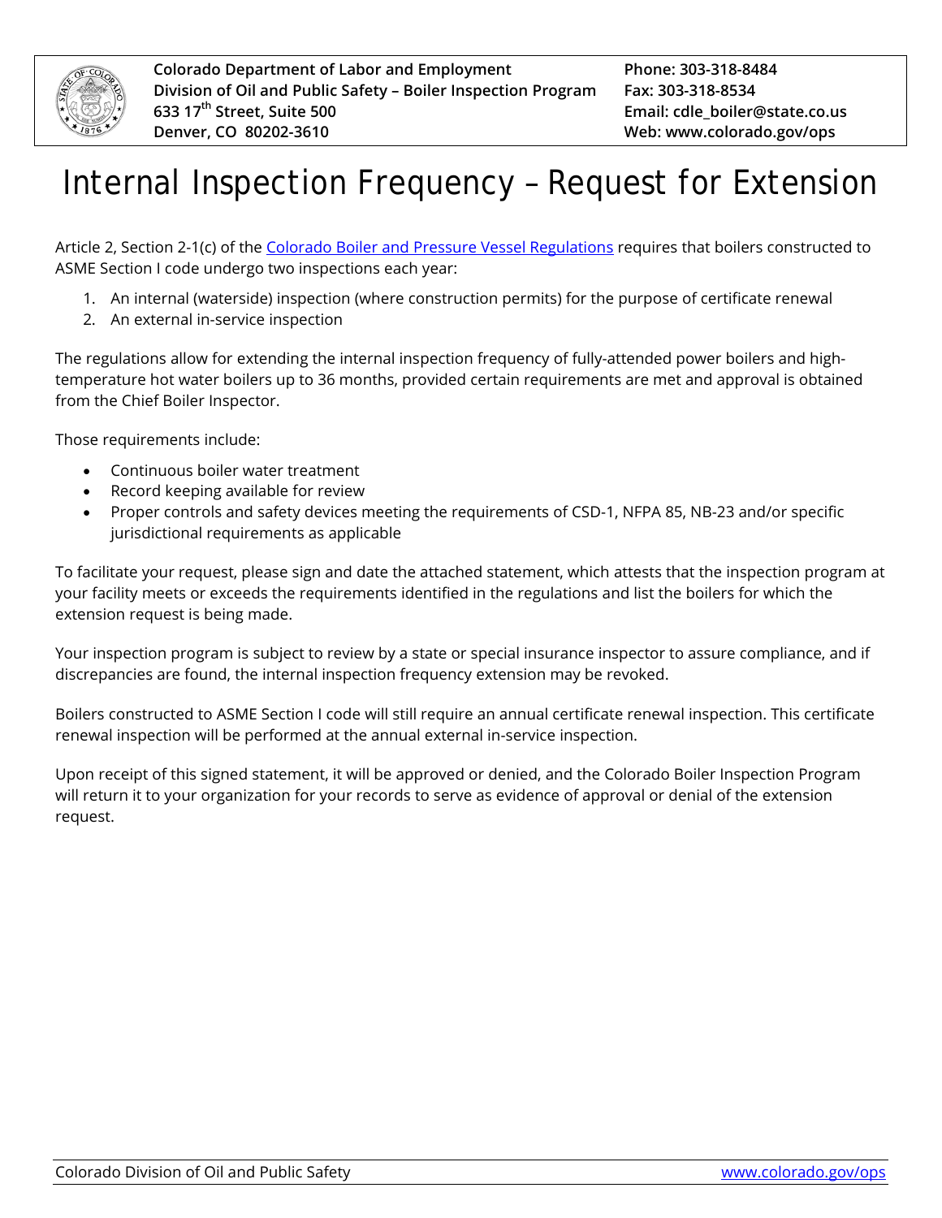Colorado Department of Labor and Employment
Division of Oil and Public Safety – Boiler Inspection Program
633 17th Street, Suite 500
Denver, CO 80202-3610

Phone: 303-318-8484
Fax: 303-318-8534
Email: cdle_boiler@state.co.us
Web: www.colorado.gov/ops

# Internal Inspection Frequency – Request for Extension

Article 2, Section 2-1(c) of the [Colorado Boiler and Pressure Vessel Regulations](#) requires that boilers constructed to ASME Section I code undergo two inspections each year:

1. An internal (waterside) inspection (where construction permits) for the purpose of certificate renewal
2. An external in-service inspection

The regulations allow for extending the internal inspection frequency of fully-attended power boilers and high-temperature hot water boilers up to 36 months, provided certain requirements are met and approval is obtained from the Chief Boiler Inspector.

Those requirements include:

- Continuous boiler water treatment
- Record keeping available for review
- Proper controls and safety devices meeting the requirements of CSD-1, NFPA 85, NB-23 and/or specific jurisdictional requirements as applicable

To facilitate your request, please sign and date the attached statement, which attests that the inspection program at your facility meets or exceeds the requirements identified in the regulations and list the boilers for which the extension request is being made.

Your inspection program is subject to review by a state or special insurance inspector to assure compliance, and if discrepancies are found, the internal inspection frequency extension may be revoked.

Boilers constructed to ASME Section I code will still require an annual certificate renewal inspection. This certificate renewal inspection will be performed at the annual external in-service inspection.

Upon receipt of this signed statement, it will be approved or denied, and the Colorado Boiler Inspection Program will return it to your organization for your records to serve as evidence of approval or denial of the extension request.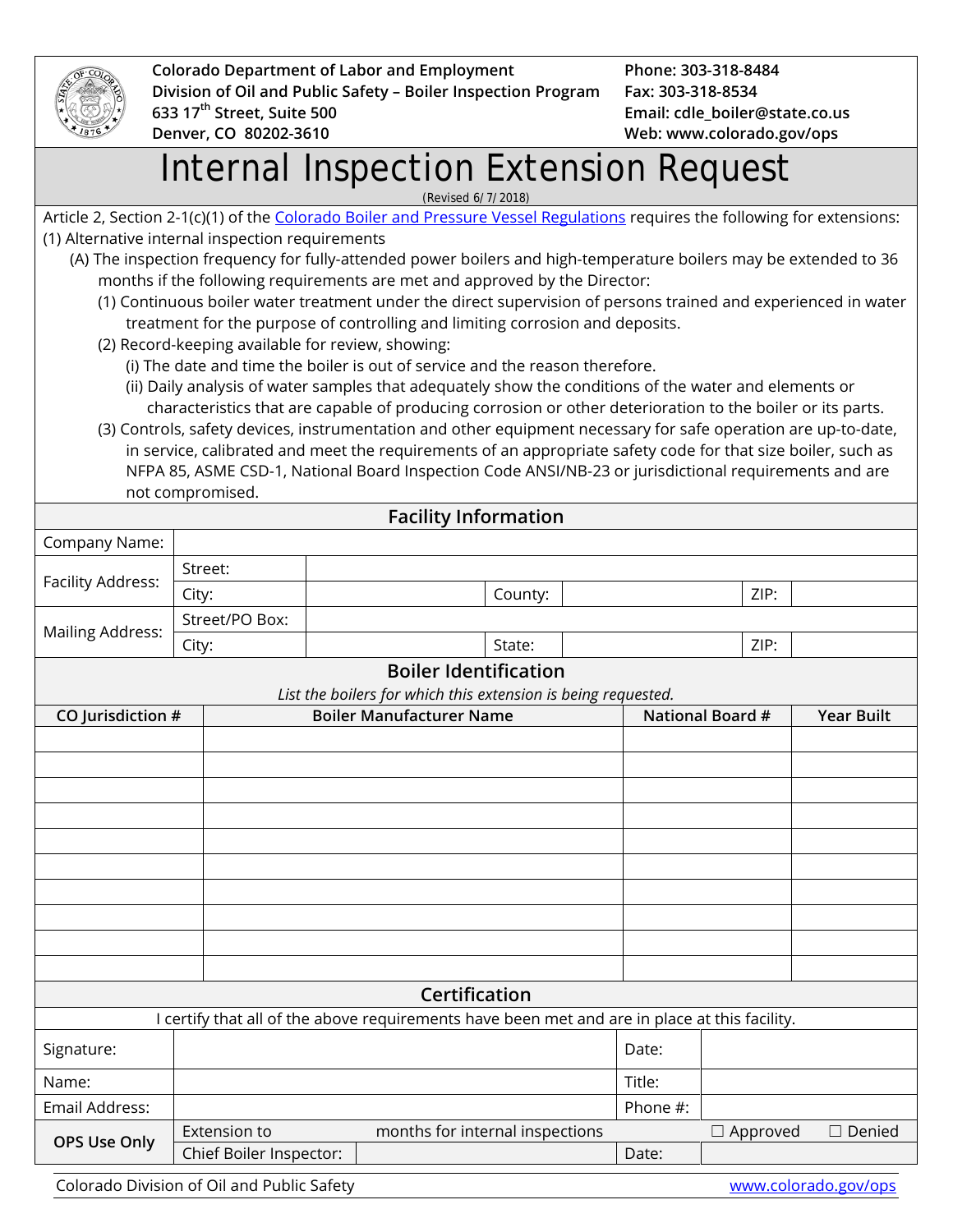Colorado Department of Labor and Employment
Division of Oil and Public Safety – Boiler Inspection Program
633 17th Street, Suite 500
Denver, CO 80202-3610

Phone: 303-318-8484
Fax: 303-318-8534
Email: cdle_boiler@state.co.us
Web: www.colorado.gov/ops

# Internal Inspection Extension Request

(Revised 6/ 7/ 2018)

Article 2, Section 2-1(c)(1) of the Colorado Boiler and Pressure Vessel Regulations requires the following for extensions:

(1) Alternative internal inspection requirements

- (A) The inspection frequency for fully-attended power boilers and high-temperature boilers may be extended to 36 months if the following requirements are met and approved by the Director:
  - (1) Continuous boiler water treatment under the direct supervision of persons trained and experienced in water treatment for the purpose of controlling and limiting corrosion and deposits.
  - (2) Record-keeping available for review, showing:
    - (i) The date and time the boiler is out of service and the reason therefore.
    - (ii) Daily analysis of water samples that adequately show the conditions of the water and elements or characteristics that are capable of producing corrosion or other deterioration to the boiler or its parts.
  - (3) Controls, safety devices, instrumentation and other equipment necessary for safe operation are up-to-date, in service, calibrated and meet the requirements of an appropriate safety code for that size boiler, such as NFPA 85, ASME CSD-1, National Board Inspection Code ANSI/NB-23 or jurisdictional requirements and are not compromised.

## Facility Information

| | | | | | | |
|---|---|---|---|---|---|---|
| Company Name: | | | | | | |
| Facility Address: | Street: | | | | | |
| | City: | | County: | | ZIP: | |
| Mailing Address: | Street/PO Box: | | | | | |
| | City: | | State: | | ZIP: | |

## Boiler Identification

*List the boilers for which this extension is being requested.*

| CO Jurisdiction # | Boiler Manufacturer Name | National Board # | Year Built |
|---|---|---|---|
| | | | |
| | | | |
| | | | |
| | | | |
| | | | |
| | | | |
| | | | |
| | | | |
| | | | |
| | | | |

## Certification

I certify that all of the above requirements have been met and are in place at this facility.

| | | | |
|---|---|---|---|
| Signature: | | Date: | |
| Name: | | Title: | |
| Email Address: | | Phone #: | |

| | | | |
|---|---|---|---|
| **OPS Use Only** | Extension to months for internal inspections | | ☐ Approved ☐ Denied |
| | Chief Boiler Inspector: | Date: | |